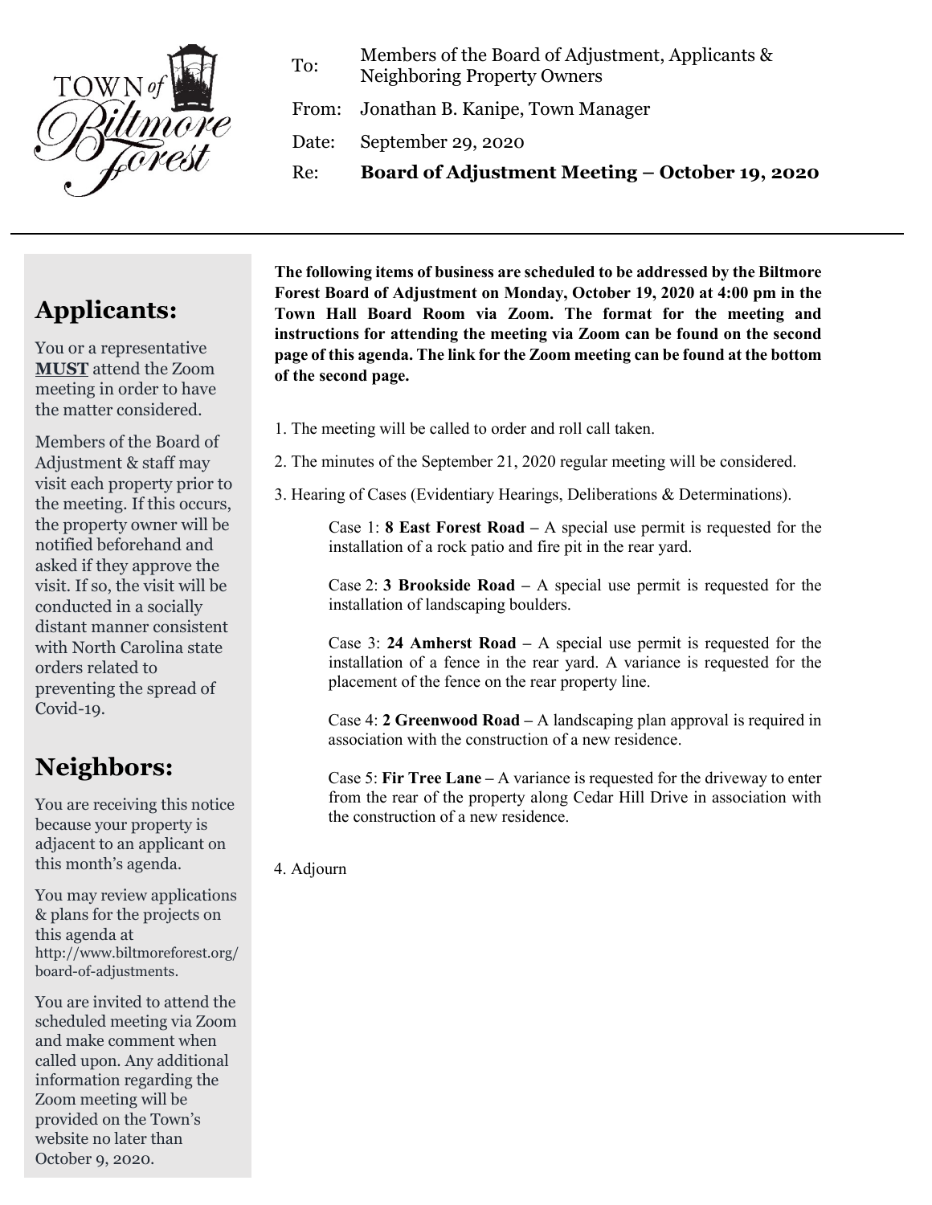TOWN *of* Biltmore Forest

| | |
|---|---|
| To: | Members of the Board of Adjustment, Applicants & Neighboring Property Owners |
| From: | Jonathan B. Kanipe, Town Manager |
| Date: | September 29, 2020 |
| Re: | **Board of Adjustment Meeting – October 19, 2020** |

---

## Applicants:

You or a representative **MUST** attend the Zoom meeting in order to have the matter considered.

Members of the Board of Adjustment & staff may visit each property prior to the meeting. If this occurs, the property owner will be notified beforehand and asked if they approve the visit. If so, the visit will be conducted in a socially distant manner consistent with North Carolina state orders related to preventing the spread of Covid-19.

## Neighbors:

You are receiving this notice because your property is adjacent to an applicant on this month's agenda.

You may review applications & plans for the projects on this agenda at http://www.biltmoreforest.org/board-of-adjustments.

You are invited to attend the scheduled meeting via Zoom and make comment when called upon. Any additional information regarding the Zoom meeting will be provided on the Town's website no later than October 9, 2020.

---

**The following items of business are scheduled to be addressed by the Biltmore Forest Board of Adjustment on Monday, October 19, 2020 at 4:00 pm in the Town Hall Board Room via Zoom. The format for the meeting and instructions for attending the meeting via Zoom can be found on the second page of this agenda. The link for the Zoom meeting can be found at the bottom of the second page.**

1. The meeting will be called to order and roll call taken.

2. The minutes of the September 21, 2020 regular meeting will be considered.

3. Hearing of Cases (Evidentiary Hearings, Deliberations & Determinations).

   Case 1: **8 East Forest Road –** A special use permit is requested for the installation of a rock patio and fire pit in the rear yard.

   Case 2: **3 Brookside Road –** A special use permit is requested for the installation of landscaping boulders.

   Case 3: **24 Amherst Road –** A special use permit is requested for the installation of a fence in the rear yard. A variance is requested for the placement of the fence on the rear property line.

   Case 4: **2 Greenwood Road –** A landscaping plan approval is required in association with the construction of a new residence.

   Case 5: **Fir Tree Lane –** A variance is requested for the driveway to enter from the rear of the property along Cedar Hill Drive in association with the construction of a new residence.

4. Adjourn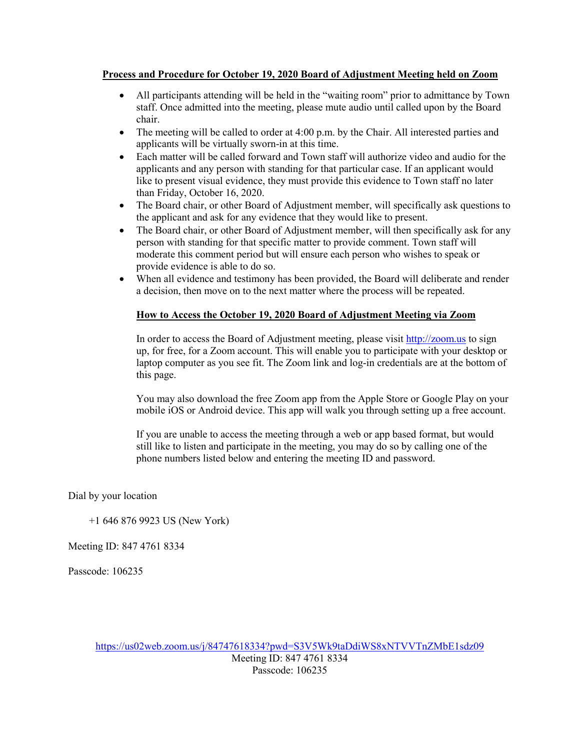## Process and Procedure for October 19, 2020 Board of Adjustment Meeting held on Zoom

- All participants attending will be held in the "waiting room" prior to admittance by Town staff. Once admitted into the meeting, please mute audio until called upon by the Board chair.
- The meeting will be called to order at 4:00 p.m. by the Chair. All interested parties and applicants will be virtually sworn-in at this time.
- Each matter will be called forward and Town staff will authorize video and audio for the applicants and any person with standing for that particular case. If an applicant would like to present visual evidence, they must provide this evidence to Town staff no later than Friday, October 16, 2020.
- The Board chair, or other Board of Adjustment member, will specifically ask questions to the applicant and ask for any evidence that they would like to present.
- The Board chair, or other Board of Adjustment member, will then specifically ask for any person with standing for that specific matter to provide comment. Town staff will moderate this comment period but will ensure each person who wishes to speak or provide evidence is able to do so.
- When all evidence and testimony has been provided, the Board will deliberate and render a decision, then move on to the next matter where the process will be repeated.

### How to Access the October 19, 2020 Board of Adjustment Meeting via Zoom

In order to access the Board of Adjustment meeting, please visit http://zoom.us to sign up, for free, for a Zoom account. This will enable you to participate with your desktop or laptop computer as you see fit. The Zoom link and log-in credentials are at the bottom of this page.

You may also download the free Zoom app from the Apple Store or Google Play on your mobile iOS or Android device. This app will walk you through setting up a free account.

If you are unable to access the meeting through a web or app based format, but would still like to listen and participate in the meeting, you may do so by calling one of the phone numbers listed below and entering the meeting ID and password.

Dial by your location

+1 646 876 9923 US (New York)

Meeting ID: 847 4761 8334

Passcode: 106235

https://us02web.zoom.us/j/84747618334?pwd=S3V5Wk9taDdiWS8xNTVVTnZMbE1sdz09

Meeting ID: 847 4761 8334

Passcode: 106235